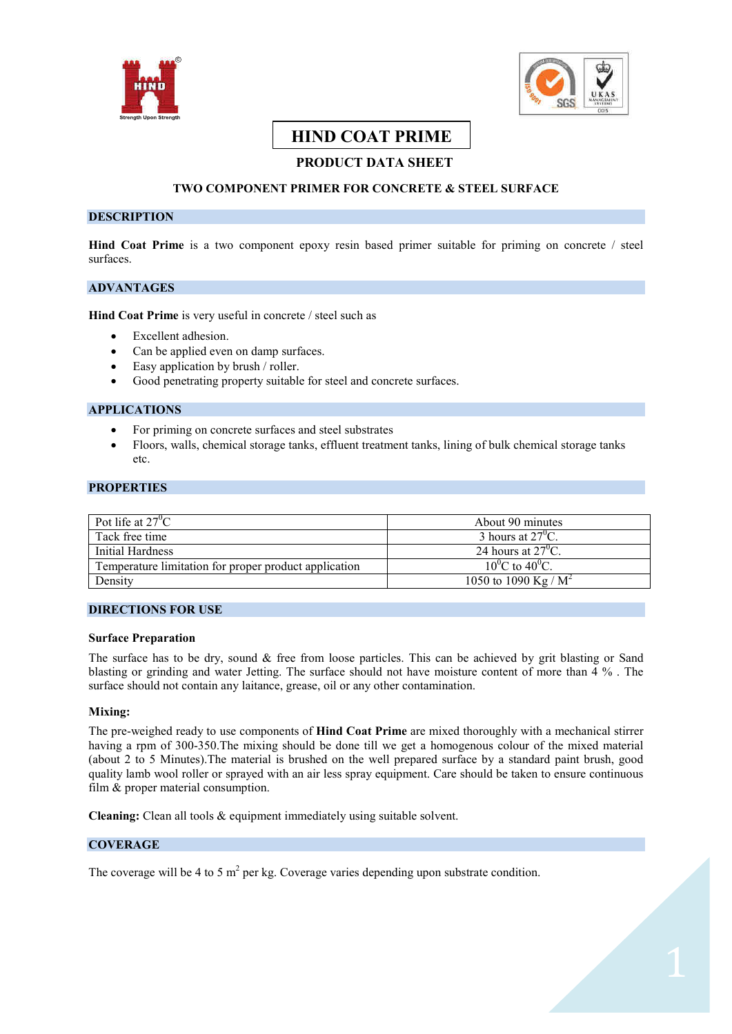# HIND COAT PRIME

## PRODUCT DATA SHEET

### TWO COMPONENT PRIMER FOR CONCRETE & STEEL SURFACE

## DESCRIPTION

**Hind Coat Prime** is a two component epoxy resin based primer suitable for priming on concrete / steel surfaces.

## ADVANTAGES

**Hind Coat Prime** is very useful in concrete / steel such as

- Excellent adhesion.
- Can be applied even on damp surfaces.
- Easy application by brush / roller.
- Good penetrating property suitable for steel and concrete surfaces.

## APPLICATIONS

- For priming on concrete surfaces and steel substrates
- Floors, walls, chemical storage tanks, effluent treatment tanks, lining of bulk chemical storage tanks etc.

## PROPERTIES

| | |
|---|---|
| Pot life at $27^0$C | About 90 minutes |
| Tack free time | 3 hours at $27^0$C. |
| Initial Hardness | 24 hours at $27^0$C. |
| Temperature limitation for proper product application | $10^0$C to $40^0$C. |
| Density | 1050 to 1090 Kg / $M^2$ |

## DIRECTIONS FOR USE

### Surface Preparation

The surface has to be dry, sound & free from loose particles. This can be achieved by grit blasting or Sand blasting or grinding and water Jetting. The surface should not have moisture content of more than 4 % . The surface should not contain any laitance, grease, oil or any other contamination.

### Mixing:

The pre-weighed ready to use components of **Hind Coat Prime** are mixed thoroughly with a mechanical stirrer having a rpm of 300-350.The mixing should be done till we get a homogenous colour of the mixed material (about 2 to 5 Minutes).The material is brushed on the well prepared surface by a standard paint brush, good quality lamb wool roller or sprayed with an air less spray equipment. Care should be taken to ensure continuous film & proper material consumption.

**Cleaning:** Clean all tools & equipment immediately using suitable solvent.

## COVERAGE

The coverage will be 4 to 5 $m^2$ per kg. Coverage varies depending upon substrate condition.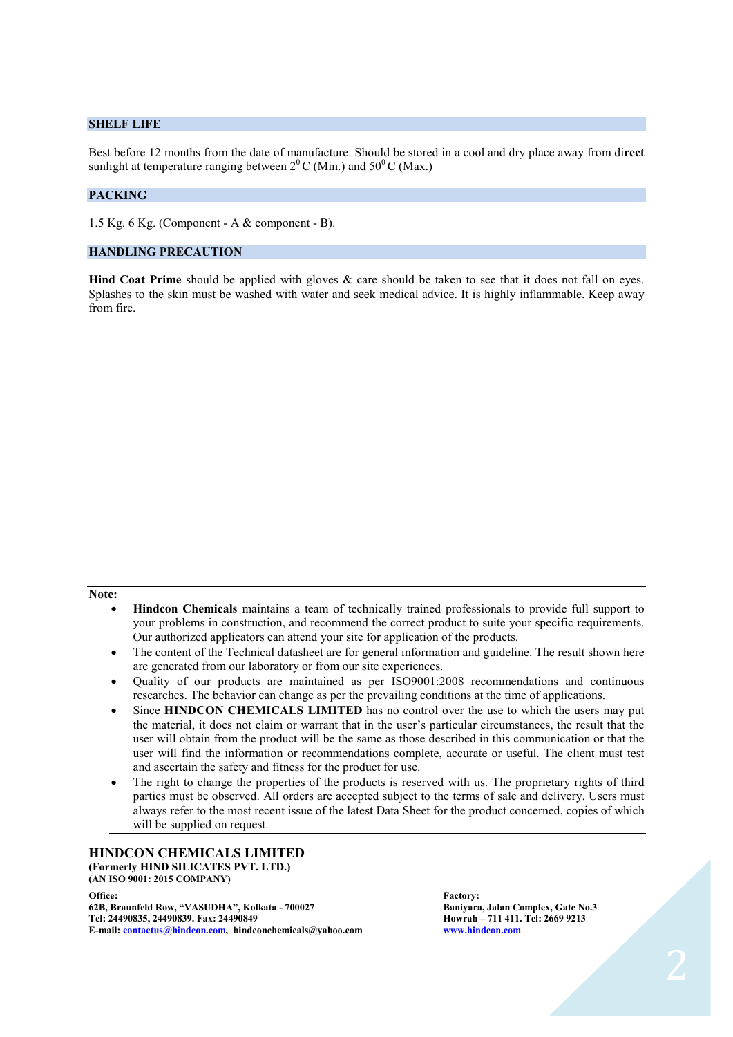## SHELF LIFE

Best before 12 months from the date of manufacture. Should be stored in a cool and dry place away from di**rect** sunlight at temperature ranging between $2^0$ C (Min.) and $50^0$ C (Max.)

## PACKING

1.5 Kg. 6 Kg. (Component - A & component - B).

## HANDLING PRECAUTION

**Hind Coat Prime** should be applied with gloves & care should be taken to see that it does not fall on eyes. Splashes to the skin must be washed with water and seek medical advice. It is highly inflammable. Keep away from fire.

---

**Note:**

- **Hindcon Chemicals** maintains a team of technically trained professionals to provide full support to your problems in construction, and recommend the correct product to suite your specific requirements. Our authorized applicators can attend your site for application of the products.
- The content of the Technical datasheet are for general information and guideline. The result shown here are generated from our laboratory or from our site experiences.
- Quality of our products are maintained as per ISO9001:2008 recommendations and continuous researches. The behavior can change as per the prevailing conditions at the time of applications.
- Since **HINDCON CHEMICALS LIMITED** has no control over the use to which the users may put the material, it does not claim or warrant that in the user's particular circumstances, the result that the user will obtain from the product will be the same as those described in this communication or that the user will find the information or recommendations complete, accurate or useful. The client must test and ascertain the safety and fitness for the product for use.
- The right to change the properties of the products is reserved with us. The proprietary rights of third parties must be observed. All orders are accepted subject to the terms of sale and delivery. Users must always refer to the most recent issue of the latest Data Sheet for the product concerned, copies of which will be supplied on request.

---

**HINDCON CHEMICALS LIMITED**
**(Formerly HIND SILICATES PVT. LTD.)**
**(AN ISO 9001: 2015 COMPANY)**

**Office:**
**62B, Braunfeld Row, "VASUDHA", Kolkata - 700027**
**Tel: 24490835, 24490839. Fax: 24490849**
**E-mail: contactus@hindcon.com, hindconchemicals@yahoo.com**

**Factory:**
**Baniyara, Jalan Complex, Gate No.3**
**Howrah – 711 411. Tel: 2669 9213**
**www.hindcon.com**